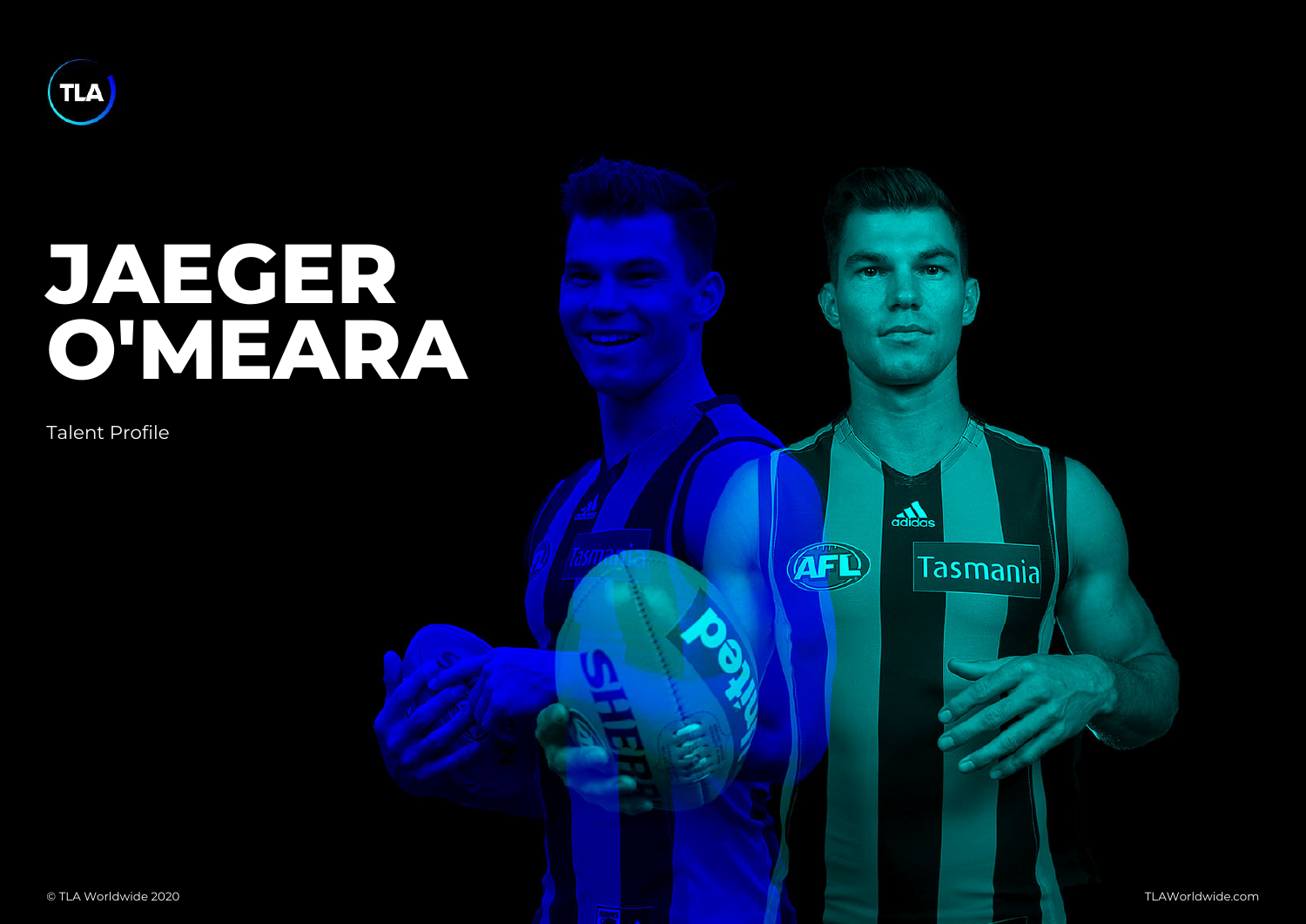# JAEGER O'MEARA

Talent Profile

© TLA Worldwide 2020

TLAWorldwide.com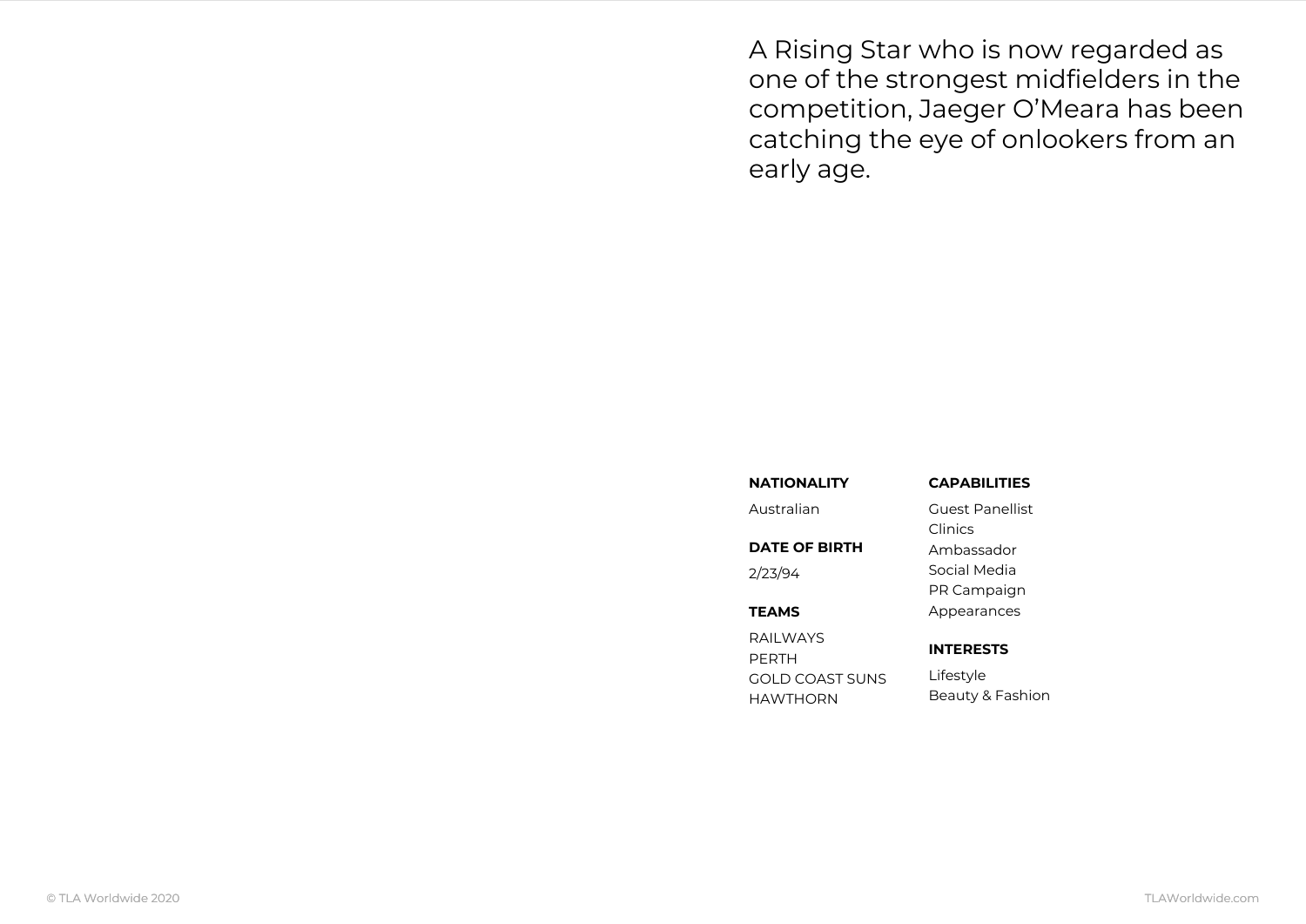A Rising Star who is now regarded as one of the strongest midfielders in the competition, Jaeger O'Meara has been catching the eye of onlookers from an early age.

**NATIONALITY**

Australian

**DATE OF BIRTH**

2/23/94

**TEAMS**

RAILWAYS
PERTH
GOLD COAST SUNS
HAWTHORN

**CAPABILITIES**

Guest Panellist
Clinics
Ambassador
Social Media
PR Campaign
Appearances

**INTERESTS**

Lifestyle
Beauty & Fashion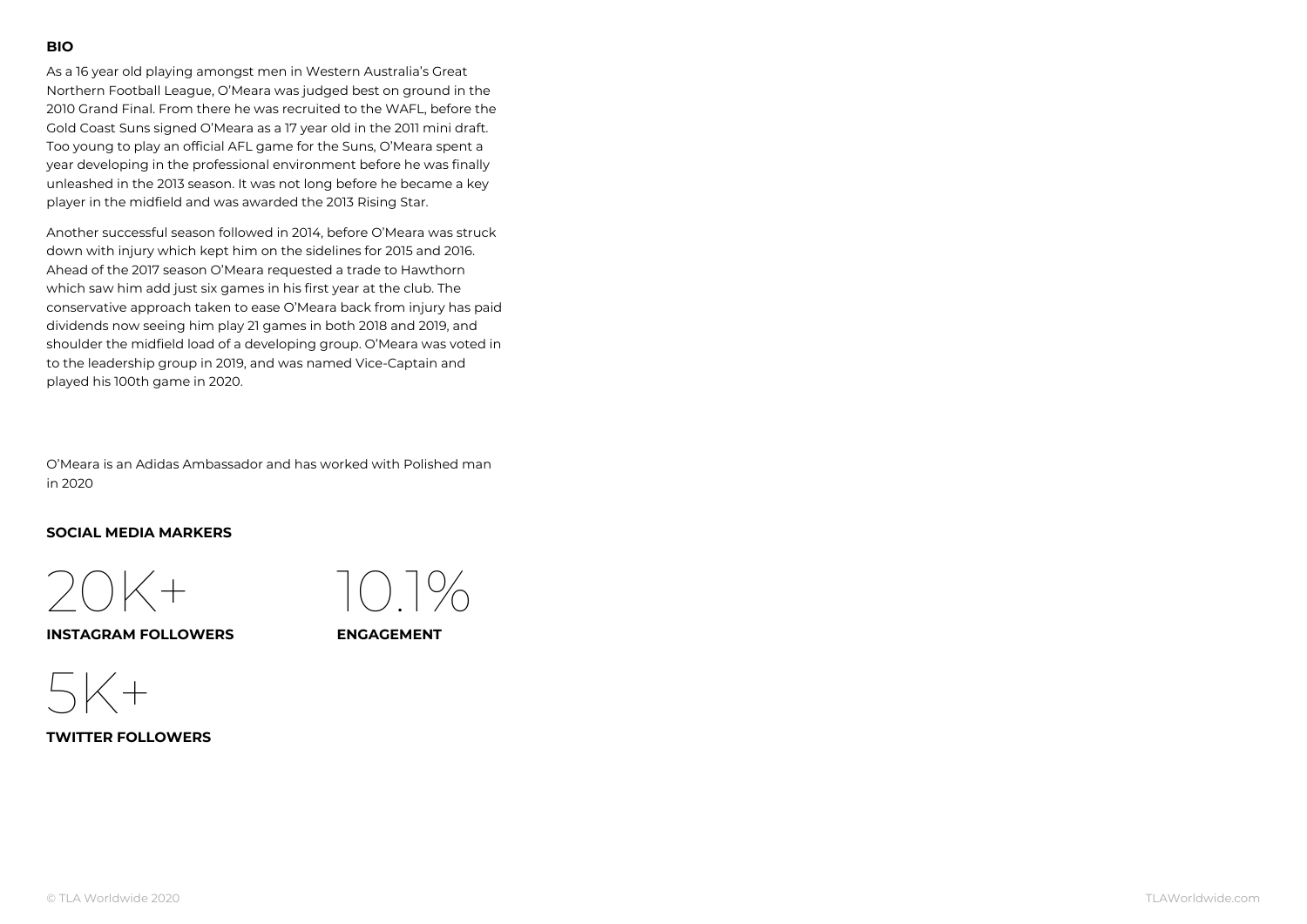## BIO

As a 16 year old playing amongst men in Western Australia's Great Northern Football League, O'Meara was judged best on ground in the 2010 Grand Final. From there he was recruited to the WAFL, before the Gold Coast Suns signed O'Meara as a 17 year old in the 2011 mini draft. Too young to play an official AFL game for the Suns, O'Meara spent a year developing in the professional environment before he was finally unleashed in the 2013 season. It was not long before he became a key player in the midfield and was awarded the 2013 Rising Star.

Another successful season followed in 2014, before O'Meara was struck down with injury which kept him on the sidelines for 2015 and 2016. Ahead of the 2017 season O'Meara requested a trade to Hawthorn which saw him add just six games in his first year at the club. The conservative approach taken to ease O'Meara back from injury has paid dividends now seeing him play 21 games in both 2018 and 2019, and shoulder the midfield load of a developing group. O'Meara was voted in to the leadership group in 2019, and was named Vice-Captain and played his 100th game in 2020.

O'Meara is an Adidas Ambassador and has worked with Polished man in 2020

## SOCIAL MEDIA MARKERS

20K+
**INSTAGRAM FOLLOWERS**

10.1%
**ENGAGEMENT**

5K+
**TWITTER FOLLOWERS**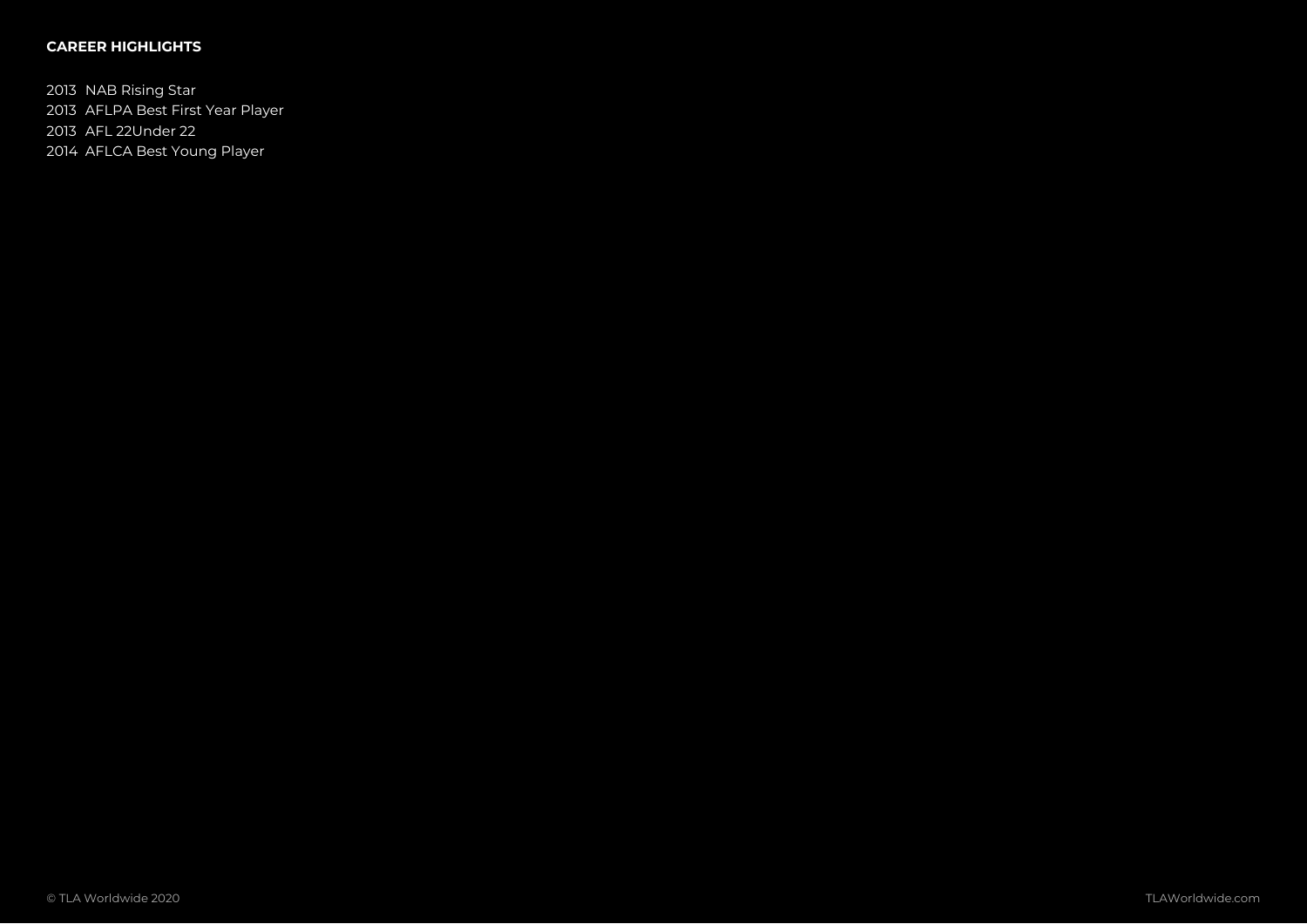**CAREER HIGHLIGHTS**

2013 NAB Rising Star
2013 AFLPA Best First Year Player
2013 AFL 22Under 22
2014 AFLCA Best Young Player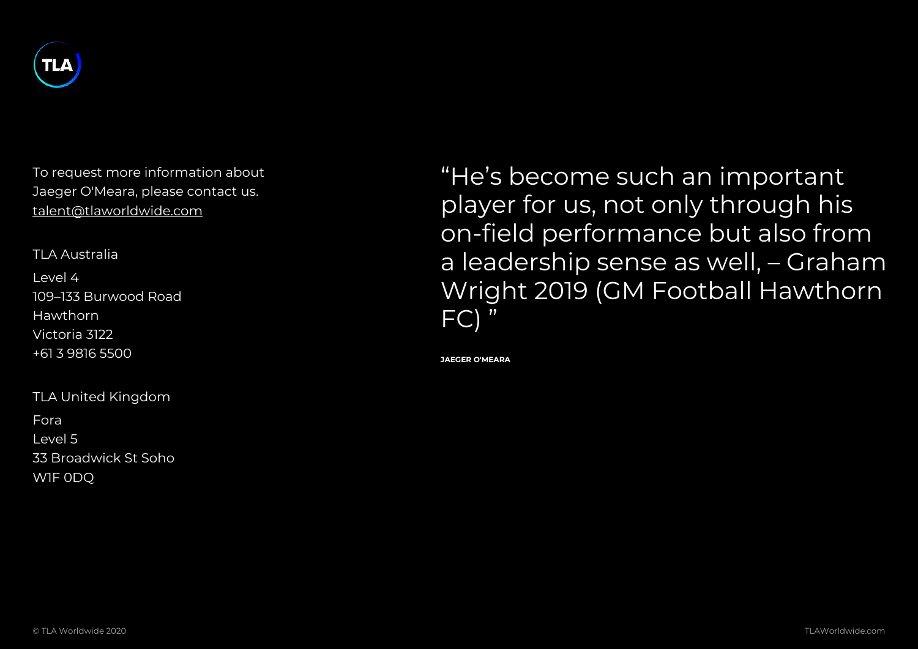TLA

To request more information about Jaeger O'Meara, please contact us.
talent@tlaworldwide.com

TLA Australia

Level 4
109–133 Burwood Road
Hawthorn
Victoria 3122
+61 3 9816 5500

TLA United Kingdom

Fora
Level 5
33 Broadwick St Soho
W1F 0DQ

“He’s become such an important player for us, not only through his on-field performance but also from a leadership sense as well, – Graham Wright 2019 (GM Football Hawthorn FC) ”

**JAEGER O'MEARA**

© TLA Worldwide 2020

TLAWorldwide.com